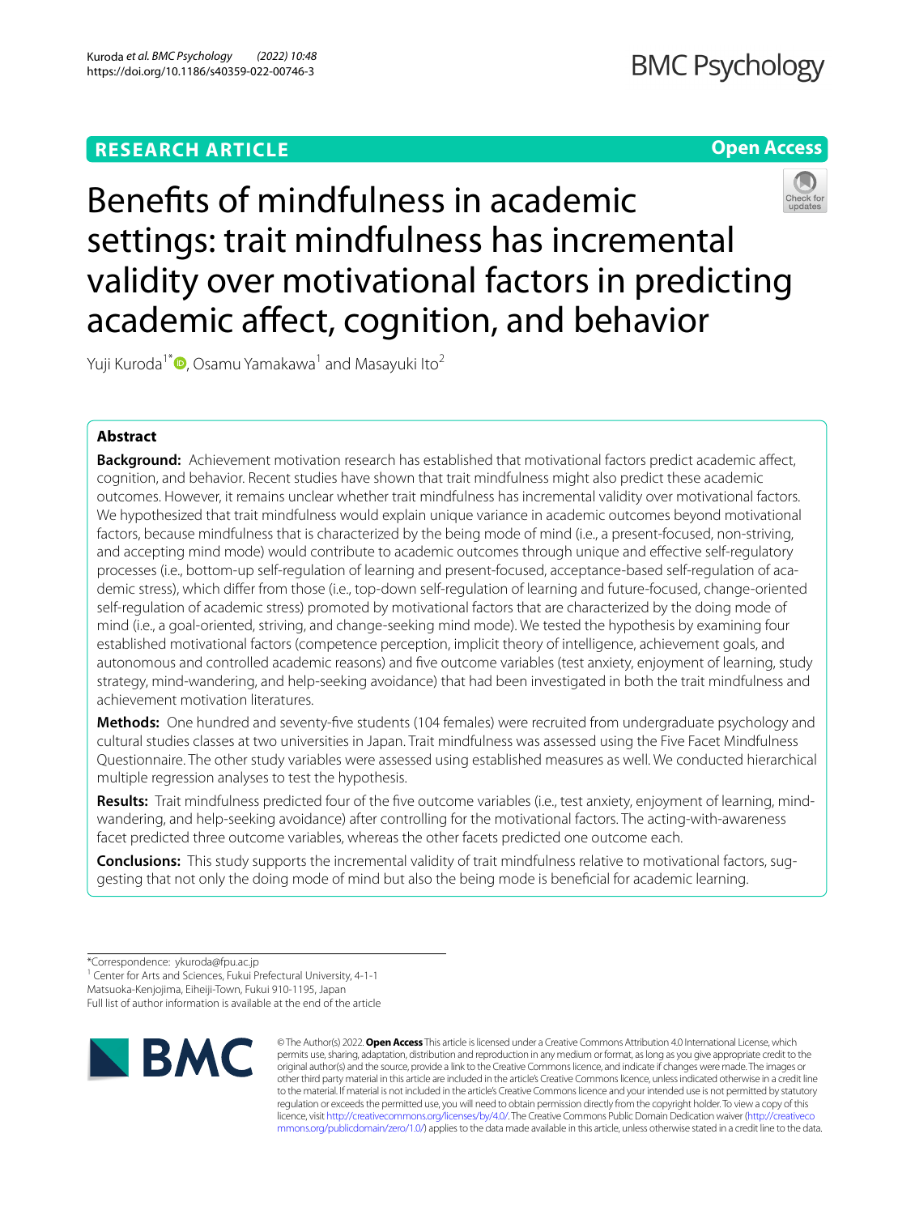RESEARCH ARTICLE

Open Access

# Benefits of mindfulness in academic settings: trait mindfulness has incremental validity over motivational factors in predicting academic affect, cognition, and behavior

Yuji Kuroda[1*], Osamu Yamakawa[1] and Masayuki Ito[2]

## Abstract

**Background:** Achievement motivation research has established that motivational factors predict academic affect, cognition, and behavior. Recent studies have shown that trait mindfulness might also predict these academic outcomes. However, it remains unclear whether trait mindfulness has incremental validity over motivational factors. We hypothesized that trait mindfulness would explain unique variance in academic outcomes beyond motivational factors, because mindfulness that is characterized by the being mode of mind (i.e., a present-focused, non-striving, and accepting mind mode) would contribute to academic outcomes through unique and effective self-regulatory processes (i.e., bottom-up self-regulation of learning and present-focused, acceptance-based self-regulation of academic stress), which differ from those (i.e., top-down self-regulation of learning and future-focused, change-oriented self-regulation of academic stress) promoted by motivational factors that are characterized by the doing mode of mind (i.e., a goal-oriented, striving, and change-seeking mind mode). We tested the hypothesis by examining four established motivational factors (competence perception, implicit theory of intelligence, achievement goals, and autonomous and controlled academic reasons) and five outcome variables (test anxiety, enjoyment of learning, study strategy, mind-wandering, and help-seeking avoidance) that had been investigated in both the trait mindfulness and achievement motivation literatures.

**Methods:** One hundred and seventy-five students (104 females) were recruited from undergraduate psychology and cultural studies classes at two universities in Japan. Trait mindfulness was assessed using the Five Facet Mindfulness Questionnaire. The other study variables were assessed using established measures as well. We conducted hierarchical multiple regression analyses to test the hypothesis.

**Results:** Trait mindfulness predicted four of the five outcome variables (i.e., test anxiety, enjoyment of learning, mind-wandering, and help-seeking avoidance) after controlling for the motivational factors. The acting-with-awareness facet predicted three outcome variables, whereas the other facets predicted one outcome each.

**Conclusions:** This study supports the incremental validity of trait mindfulness relative to motivational factors, suggesting that not only the doing mode of mind but also the being mode is beneficial for academic learning.

*Correspondence: ykuroda@fpu.ac.jp
[1] Center for Arts and Sciences, Fukui Prefectural University, 4-1-1 Matsuoka-Kenjojima, Eiheiji-Town, Fukui 910-1195, Japan
Full list of author information is available at the end of the article

© The Author(s) 2022. **Open Access** This article is licensed under a Creative Commons Attribution 4.0 International License, which permits use, sharing, adaptation, distribution and reproduction in any medium or format, as long as you give appropriate credit to the original author(s) and the source, provide a link to the Creative Commons licence, and indicate if changes were made. The images or other third party material in this article are included in the article's Creative Commons licence, unless indicated otherwise in a credit line to the material. If material is not included in the article's Creative Commons licence and your intended use is not permitted by statutory regulation or exceeds the permitted use, you will need to obtain permission directly from the copyright holder. To view a copy of this licence, visit http://creativecommons.org/licenses/by/4.0/. The Creative Commons Public Domain Dedication waiver (http://creativecommons.org/publicdomain/zero/1.0/) applies to the data made available in this article, unless otherwise stated in a credit line to the data.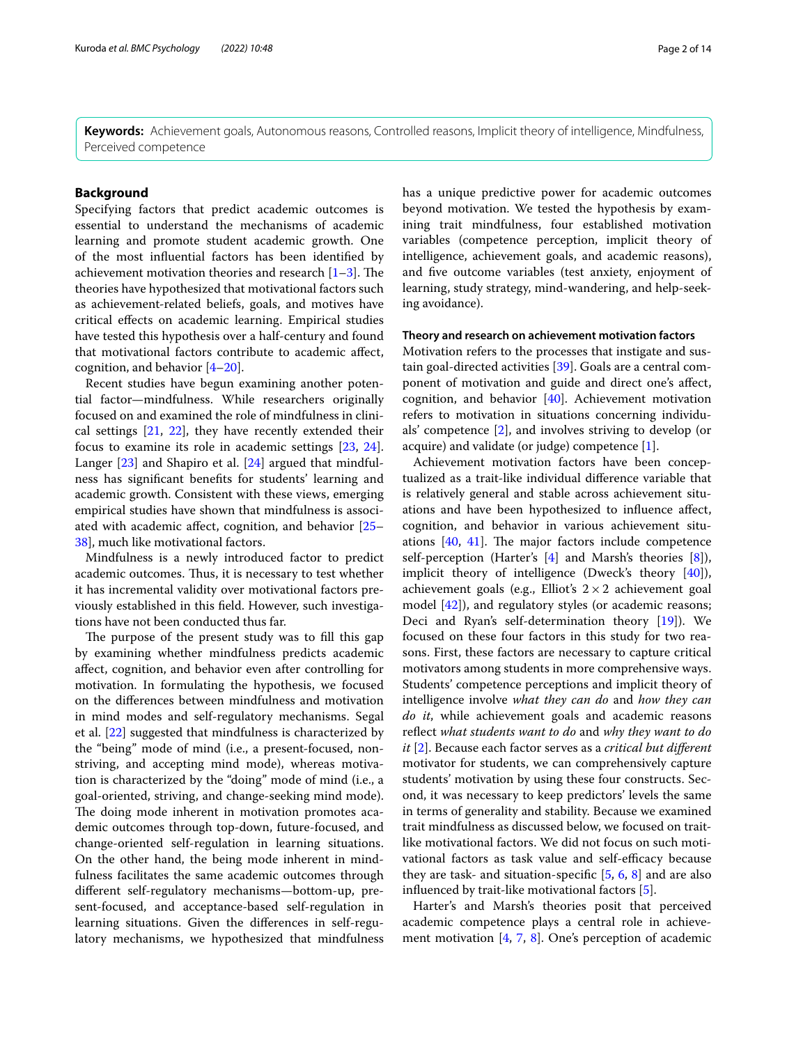**Keywords:** Achievement goals, Autonomous reasons, Controlled reasons, Implicit theory of intelligence, Mindfulness, Perceived competence

## Background

Specifying factors that predict academic outcomes is essential to understand the mechanisms of academic learning and promote student academic growth. One of the most influential factors has been identified by achievement motivation theories and research [1–3]. The theories have hypothesized that motivational factors such as achievement-related beliefs, goals, and motives have critical effects on academic learning. Empirical studies have tested this hypothesis over a half-century and found that motivational factors contribute to academic affect, cognition, and behavior [4–20].

Recent studies have begun examining another potential factor—mindfulness. While researchers originally focused on and examined the role of mindfulness in clinical settings [21, 22], they have recently extended their focus to examine its role in academic settings [23, 24]. Langer [23] and Shapiro et al. [24] argued that mindfulness has significant benefits for students' learning and academic growth. Consistent with these views, emerging empirical studies have shown that mindfulness is associated with academic affect, cognition, and behavior [25–38], much like motivational factors.

Mindfulness is a newly introduced factor to predict academic outcomes. Thus, it is necessary to test whether it has incremental validity over motivational factors previously established in this field. However, such investigations have not been conducted thus far.

The purpose of the present study was to fill this gap by examining whether mindfulness predicts academic affect, cognition, and behavior even after controlling for motivation. In formulating the hypothesis, we focused on the differences between mindfulness and motivation in mind modes and self-regulatory mechanisms. Segal et al. [22] suggested that mindfulness is characterized by the "being" mode of mind (i.e., a present-focused, non-striving, and accepting mind mode), whereas motivation is characterized by the "doing" mode of mind (i.e., a goal-oriented, striving, and change-seeking mind mode). The doing mode inherent in motivation promotes academic outcomes through top-down, future-focused, and change-oriented self-regulation in learning situations. On the other hand, the being mode inherent in mindfulness facilitates the same academic outcomes through different self-regulatory mechanisms—bottom-up, present-focused, and acceptance-based self-regulation in learning situations. Given the differences in self-regulatory mechanisms, we hypothesized that mindfulness has a unique predictive power for academic outcomes beyond motivation. We tested the hypothesis by examining trait mindfulness, four established motivation variables (competence perception, implicit theory of intelligence, achievement goals, and academic reasons), and five outcome variables (test anxiety, enjoyment of learning, study strategy, mind-wandering, and help-seeking avoidance).

### Theory and research on achievement motivation factors

Motivation refers to the processes that instigate and sustain goal-directed activities [39]. Goals are a central component of motivation and guide and direct one's affect, cognition, and behavior [40]. Achievement motivation refers to motivation in situations concerning individuals' competence [2], and involves striving to develop (or acquire) and validate (or judge) competence [1].

Achievement motivation factors have been conceptualized as a trait-like individual difference variable that is relatively general and stable across achievement situations and have been hypothesized to influence affect, cognition, and behavior in various achievement situations [40, 41]. The major factors include competence self-perception (Harter's [4] and Marsh's theories [8]), implicit theory of intelligence (Dweck's theory [40]), achievement goals (e.g., Elliot's $2 \times 2$ achievement goal model [42]), and regulatory styles (or academic reasons; Deci and Ryan's self-determination theory [19]). We focused on these four factors in this study for two reasons. First, these factors are necessary to capture critical motivators among students in more comprehensive ways. Students' competence perceptions and implicit theory of intelligence involve *what they can do* and *how they can do it*, while achievement goals and academic reasons reflect *what students want to do* and *why they want to do it* [2]. Because each factor serves as a *critical but different* motivator for students, we can comprehensively capture students' motivation by using these four constructs. Second, it was necessary to keep predictors' levels the same in terms of generality and stability. Because we examined trait mindfulness as discussed below, we focused on trait-like motivational factors. We did not focus on such motivational factors as task value and self-efficacy because they are task- and situation-specific [5, 6, 8] and are also influenced by trait-like motivational factors [5].

Harter's and Marsh's theories posit that perceived academic competence plays a central role in achievement motivation [4, 7, 8]. One's perception of academic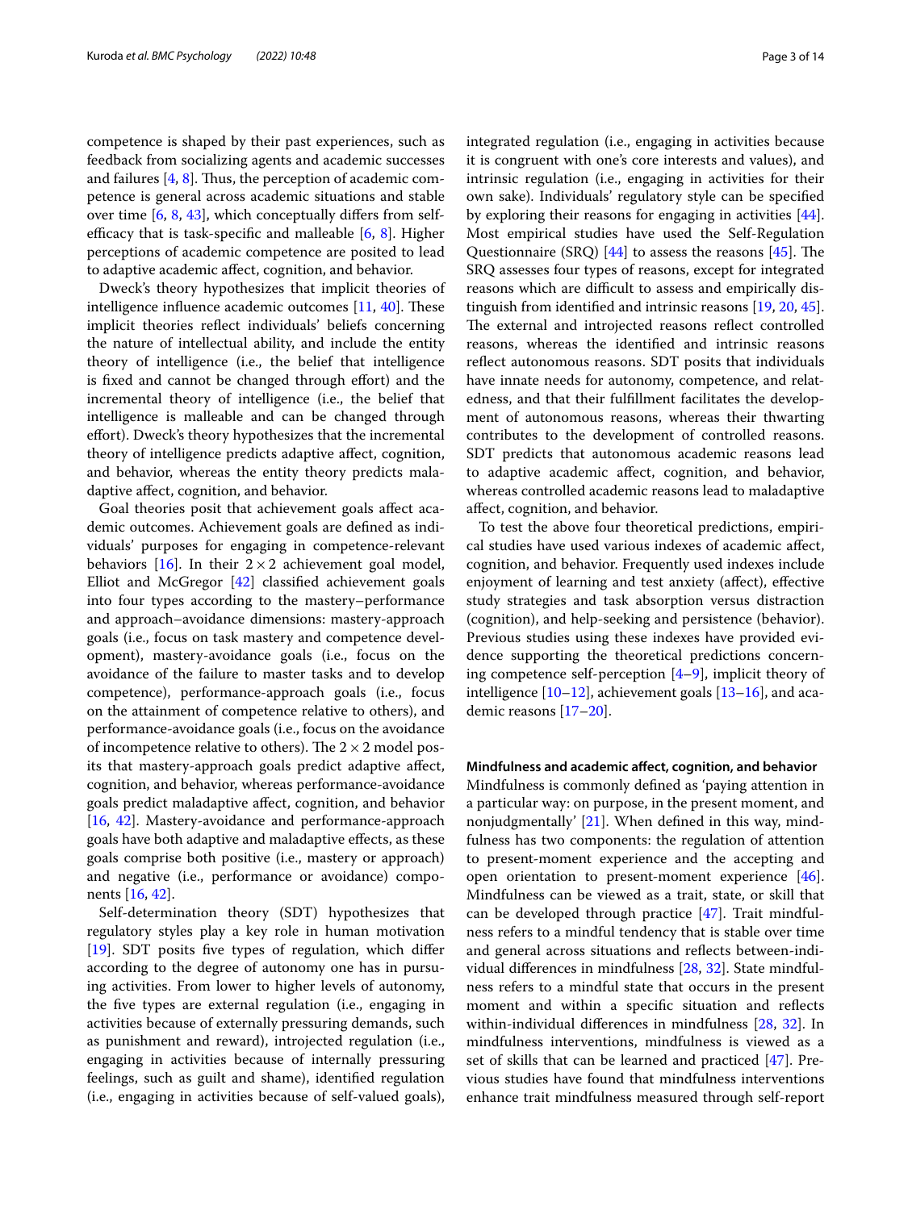competence is shaped by their past experiences, such as feedback from socializing agents and academic successes and failures [4, 8]. Thus, the perception of academic competence is general across academic situations and stable over time [6, 8, 43], which conceptually differs from self-efficacy that is task-specific and malleable [6, 8]. Higher perceptions of academic competence are posited to lead to adaptive academic affect, cognition, and behavior.

Dweck's theory hypothesizes that implicit theories of intelligence influence academic outcomes [11, 40]. These implicit theories reflect individuals' beliefs concerning the nature of intellectual ability, and include the entity theory of intelligence (i.e., the belief that intelligence is fixed and cannot be changed through effort) and the incremental theory of intelligence (i.e., the belief that intelligence is malleable and can be changed through effort). Dweck's theory hypothesizes that the incremental theory of intelligence predicts adaptive affect, cognition, and behavior, whereas the entity theory predicts maladaptive affect, cognition, and behavior.

Goal theories posit that achievement goals affect academic outcomes. Achievement goals are defined as individuals' purposes for engaging in competence-relevant behaviors [16]. In their $2 \times 2$ achievement goal model, Elliot and McGregor [42] classified achievement goals into four types according to the mastery–performance and approach–avoidance dimensions: mastery-approach goals (i.e., focus on task mastery and competence development), mastery-avoidance goals (i.e., focus on the avoidance of the failure to master tasks and to develop competence), performance-approach goals (i.e., focus on the attainment of competence relative to others), and performance-avoidance goals (i.e., focus on the avoidance of incompetence relative to others). The $2 \times 2$ model posits that mastery-approach goals predict adaptive affect, cognition, and behavior, whereas performance-avoidance goals predict maladaptive affect, cognition, and behavior [16, 42]. Mastery-avoidance and performance-approach goals have both adaptive and maladaptive effects, as these goals comprise both positive (i.e., mastery or approach) and negative (i.e., performance or avoidance) components [16, 42].

Self-determination theory (SDT) hypothesizes that regulatory styles play a key role in human motivation [19]. SDT posits five types of regulation, which differ according to the degree of autonomy one has in pursuing activities. From lower to higher levels of autonomy, the five types are external regulation (i.e., engaging in activities because of externally pressuring demands, such as punishment and reward), introjected regulation (i.e., engaging in activities because of internally pressuring feelings, such as guilt and shame), identified regulation (i.e., engaging in activities because of self-valued goals), integrated regulation (i.e., engaging in activities because it is congruent with one's core interests and values), and intrinsic regulation (i.e., engaging in activities for their own sake). Individuals' regulatory style can be specified by exploring their reasons for engaging in activities [44]. Most empirical studies have used the Self-Regulation Questionnaire (SRQ) [44] to assess the reasons [45]. The SRQ assesses four types of reasons, except for integrated reasons which are difficult to assess and empirically distinguish from identified and intrinsic reasons [19, 20, 45]. The external and introjected reasons reflect controlled reasons, whereas the identified and intrinsic reasons reflect autonomous reasons. SDT posits that individuals have innate needs for autonomy, competence, and relatedness, and that their fulfillment facilitates the development of autonomous reasons, whereas their thwarting contributes to the development of controlled reasons. SDT predicts that autonomous academic reasons lead to adaptive academic affect, cognition, and behavior, whereas controlled academic reasons lead to maladaptive affect, cognition, and behavior.

To test the above four theoretical predictions, empirical studies have used various indexes of academic affect, cognition, and behavior. Frequently used indexes include enjoyment of learning and test anxiety (affect), effective study strategies and task absorption versus distraction (cognition), and help-seeking and persistence (behavior). Previous studies using these indexes have provided evidence supporting the theoretical predictions concerning competence self-perception [4–9], implicit theory of intelligence [10–12], achievement goals [13–16], and academic reasons [17–20].

#### Mindfulness and academic affect, cognition, and behavior

Mindfulness is commonly defined as 'paying attention in a particular way: on purpose, in the present moment, and nonjudgmentally' [21]. When defined in this way, mindfulness has two components: the regulation of attention to present-moment experience and the accepting and open orientation to present-moment experience [46]. Mindfulness can be viewed as a trait, state, or skill that can be developed through practice [47]. Trait mindfulness refers to a mindful tendency that is stable over time and general across situations and reflects between-individual differences in mindfulness [28, 32]. State mindfulness refers to a mindful state that occurs in the present moment and within a specific situation and reflects within-individual differences in mindfulness [28, 32]. In mindfulness interventions, mindfulness is viewed as a set of skills that can be learned and practiced [47]. Previous studies have found that mindfulness interventions enhance trait mindfulness measured through self-report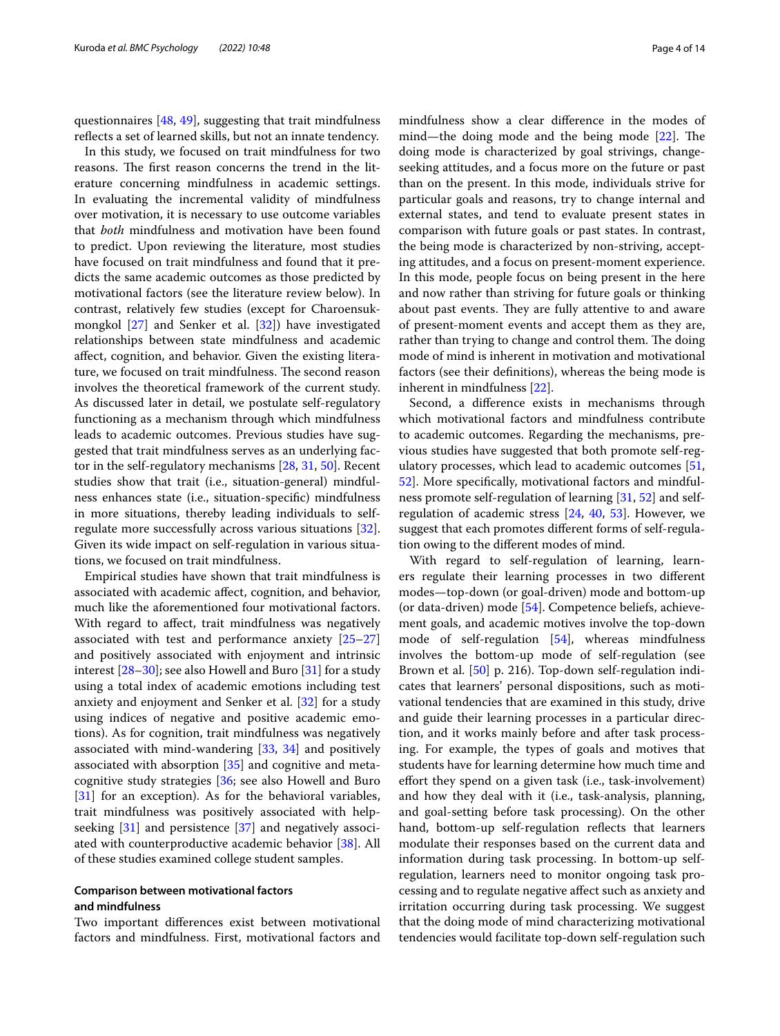questionnaires [48, 49], suggesting that trait mindfulness reflects a set of learned skills, but not an innate tendency.

In this study, we focused on trait mindfulness for two reasons. The first reason concerns the trend in the literature concerning mindfulness in academic settings. In evaluating the incremental validity of mindfulness over motivation, it is necessary to use outcome variables that *both* mindfulness and motivation have been found to predict. Upon reviewing the literature, most studies have focused on trait mindfulness and found that it predicts the same academic outcomes as those predicted by motivational factors (see the literature review below). In contrast, relatively few studies (except for Charoensukmongkol [27] and Senker et al. [32]) have investigated relationships between state mindfulness and academic affect, cognition, and behavior. Given the existing literature, we focused on trait mindfulness. The second reason involves the theoretical framework of the current study. As discussed later in detail, we postulate self-regulatory functioning as a mechanism through which mindfulness leads to academic outcomes. Previous studies have suggested that trait mindfulness serves as an underlying factor in the self-regulatory mechanisms [28, 31, 50]. Recent studies show that trait (i.e., situation-general) mindfulness enhances state (i.e., situation-specific) mindfulness in more situations, thereby leading individuals to self-regulate more successfully across various situations [32]. Given its wide impact on self-regulation in various situations, we focused on trait mindfulness.

Empirical studies have shown that trait mindfulness is associated with academic affect, cognition, and behavior, much like the aforementioned four motivational factors. With regard to affect, trait mindfulness was negatively associated with test and performance anxiety [25–27] and positively associated with enjoyment and intrinsic interest [28–30]; see also Howell and Buro [31] for a study using a total index of academic emotions including test anxiety and enjoyment and Senker et al. [32] for a study using indices of negative and positive academic emotions). As for cognition, trait mindfulness was negatively associated with mind-wandering [33, 34] and positively associated with absorption [35] and cognitive and metacognitive study strategies [36; see also Howell and Buro [31] for an exception). As for the behavioral variables, trait mindfulness was positively associated with help-seeking [31] and persistence [37] and negatively associated with counterproductive academic behavior [38]. All of these studies examined college student samples.

### Comparison between motivational factors and mindfulness

Two important differences exist between motivational factors and mindfulness. First, motivational factors and mindfulness show a clear difference in the modes of mind—the doing mode and the being mode [22]. The doing mode is characterized by goal strivings, change-seeking attitudes, and a focus more on the future or past than on the present. In this mode, individuals strive for particular goals and reasons, try to change internal and external states, and tend to evaluate present states in comparison with future goals or past states. In contrast, the being mode is characterized by non-striving, accepting attitudes, and a focus on present-moment experience. In this mode, people focus on being present in the here and now rather than striving for future goals or thinking about past events. They are fully attentive to and aware of present-moment events and accept them as they are, rather than trying to change and control them. The doing mode of mind is inherent in motivation and motivational factors (see their definitions), whereas the being mode is inherent in mindfulness [22].

Second, a difference exists in mechanisms through which motivational factors and mindfulness contribute to academic outcomes. Regarding the mechanisms, previous studies have suggested that both promote self-regulatory processes, which lead to academic outcomes [51, 52]. More specifically, motivational factors and mindfulness promote self-regulation of learning [31, 52] and self-regulation of academic stress [24, 40, 53]. However, we suggest that each promotes different forms of self-regulation owing to the different modes of mind.

With regard to self-regulation of learning, learners regulate their learning processes in two different modes—top-down (or goal-driven) mode and bottom-up (or data-driven) mode [54]. Competence beliefs, achievement goals, and academic motives involve the top-down mode of self-regulation [54], whereas mindfulness involves the bottom-up mode of self-regulation (see Brown et al. [50] p. 216). Top-down self-regulation indicates that learners' personal dispositions, such as motivational tendencies that are examined in this study, drive and guide their learning processes in a particular direction, and it works mainly before and after task processing. For example, the types of goals and motives that students have for learning determine how much time and effort they spend on a given task (i.e., task-involvement) and how they deal with it (i.e., task-analysis, planning, and goal-setting before task processing). On the other hand, bottom-up self-regulation reflects that learners modulate their responses based on the current data and information during task processing. In bottom-up self-regulation, learners need to monitor ongoing task processing and to regulate negative affect such as anxiety and irritation occurring during task processing. We suggest that the doing mode of mind characterizing motivational tendencies would facilitate top-down self-regulation such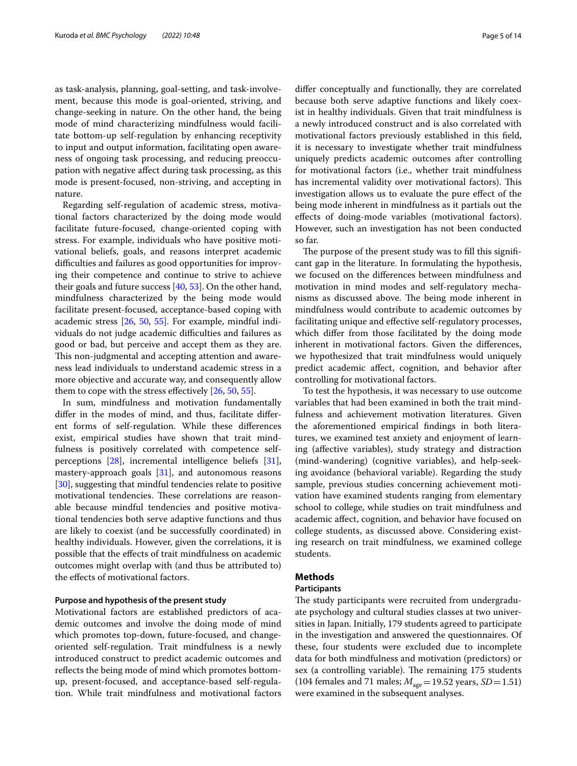as task-analysis, planning, goal-setting, and task-involvement, because this mode is goal-oriented, striving, and change-seeking in nature. On the other hand, the being mode of mind characterizing mindfulness would facilitate bottom-up self-regulation by enhancing receptivity to input and output information, facilitating open awareness of ongoing task processing, and reducing preoccupation with negative affect during task processing, as this mode is present-focused, non-striving, and accepting in nature.

Regarding self-regulation of academic stress, motivational factors characterized by the doing mode would facilitate future-focused, change-oriented coping with stress. For example, individuals who have positive motivational beliefs, goals, and reasons interpret academic difficulties and failures as good opportunities for improving their competence and continue to strive to achieve their goals and future success [40, 53]. On the other hand, mindfulness characterized by the being mode would facilitate present-focused, acceptance-based coping with academic stress [26, 50, 55]. For example, mindful individuals do not judge academic difficulties and failures as good or bad, but perceive and accept them as they are. This non-judgmental and accepting attention and awareness lead individuals to understand academic stress in a more objective and accurate way, and consequently allow them to cope with the stress effectively [26, 50, 55].

In sum, mindfulness and motivation fundamentally differ in the modes of mind, and thus, facilitate different forms of self-regulation. While these differences exist, empirical studies have shown that trait mindfulness is positively correlated with competence self-perceptions [28], incremental intelligence beliefs [31], mastery-approach goals [31], and autonomous reasons [30], suggesting that mindful tendencies relate to positive motivational tendencies. These correlations are reasonable because mindful tendencies and positive motivational tendencies both serve adaptive functions and thus are likely to coexist (and be successfully coordinated) in healthy individuals. However, given the correlations, it is possible that the effects of trait mindfulness on academic outcomes might overlap with (and thus be attributed to) the effects of motivational factors.

#### Purpose and hypothesis of the present study

Motivational factors are established predictors of academic outcomes and involve the doing mode of mind which promotes top-down, future-focused, and change-oriented self-regulation. Trait mindfulness is a newly introduced construct to predict academic outcomes and reflects the being mode of mind which promotes bottom-up, present-focused, and acceptance-based self-regulation. While trait mindfulness and motivational factors differ conceptually and functionally, they are correlated because both serve adaptive functions and likely coexist in healthy individuals. Given that trait mindfulness is a newly introduced construct and is also correlated with motivational factors previously established in this field, it is necessary to investigate whether trait mindfulness uniquely predicts academic outcomes after controlling for motivational factors (i.e., whether trait mindfulness has incremental validity over motivational factors). This investigation allows us to evaluate the pure effect of the being mode inherent in mindfulness as it partials out the effects of doing-mode variables (motivational factors). However, such an investigation has not been conducted so far.

The purpose of the present study was to fill this significant gap in the literature. In formulating the hypothesis, we focused on the differences between mindfulness and motivation in mind modes and self-regulatory mechanisms as discussed above. The being mode inherent in mindfulness would contribute to academic outcomes by facilitating unique and effective self-regulatory processes, which differ from those facilitated by the doing mode inherent in motivational factors. Given the differences, we hypothesized that trait mindfulness would uniquely predict academic affect, cognition, and behavior after controlling for motivational factors.

To test the hypothesis, it was necessary to use outcome variables that had been examined in both the trait mindfulness and achievement motivation literatures. Given the aforementioned empirical findings in both literatures, we examined test anxiety and enjoyment of learning (affective variables), study strategy and distraction (mind-wandering) (cognitive variables), and help-seeking avoidance (behavioral variable). Regarding the study sample, previous studies concerning achievement motivation have examined students ranging from elementary school to college, while studies on trait mindfulness and academic affect, cognition, and behavior have focused on college students, as discussed above. Considering existing research on trait mindfulness, we examined college students.

## Methods

### Participants

The study participants were recruited from undergraduate psychology and cultural studies classes at two universities in Japan. Initially, 179 students agreed to participate in the investigation and answered the questionnaires. Of these, four students were excluded due to incomplete data for both mindfulness and motivation (predictors) or sex (a controlling variable). The remaining 175 students (104 females and 71 males; $M_{age} = 19.52$ years, $SD = 1.51$) were examined in the subsequent analyses.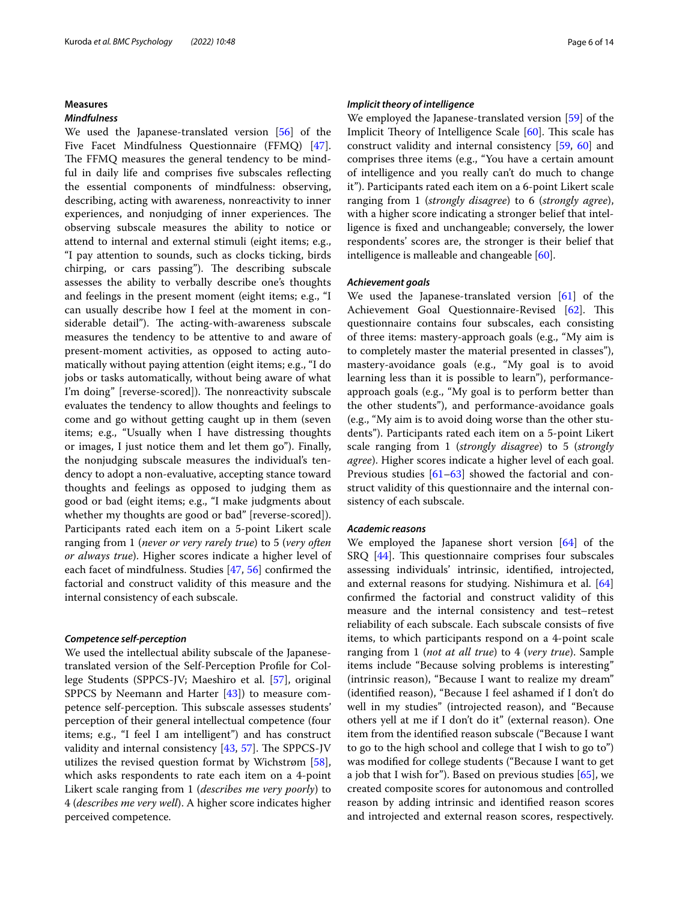## Measures

### *Mindfulness*

We used the Japanese-translated version [56] of the Five Facet Mindfulness Questionnaire (FFMQ) [47]. The FFMQ measures the general tendency to be mindful in daily life and comprises five subscales reflecting the essential components of mindfulness: observing, describing, acting with awareness, nonreactivity to inner experiences, and nonjudging of inner experiences. The observing subscale measures the ability to notice or attend to internal and external stimuli (eight items; e.g., "I pay attention to sounds, such as clocks ticking, birds chirping, or cars passing"). The describing subscale assesses the ability to verbally describe one's thoughts and feelings in the present moment (eight items; e.g., "I can usually describe how I feel at the moment in considerable detail"). The acting-with-awareness subscale measures the tendency to be attentive to and aware of present-moment activities, as opposed to acting automatically without paying attention (eight items; e.g., "I do jobs or tasks automatically, without being aware of what I'm doing" [reverse-scored]). The nonreactivity subscale evaluates the tendency to allow thoughts and feelings to come and go without getting caught up in them (seven items; e.g., "Usually when I have distressing thoughts or images, I just notice them and let them go"). Finally, the nonjudging subscale measures the individual's tendency to adopt a non-evaluative, accepting stance toward thoughts and feelings as opposed to judging them as good or bad (eight items; e.g., "I make judgments about whether my thoughts are good or bad" [reverse-scored]). Participants rated each item on a 5-point Likert scale ranging from 1 (*never or very rarely true*) to 5 (*very often or always true*). Higher scores indicate a higher level of each facet of mindfulness. Studies [47, 56] confirmed the factorial and construct validity of this measure and the internal consistency of each subscale.

### *Competence self-perception*

We used the intellectual ability subscale of the Japanese-translated version of the Self-Perception Profile for College Students (SPPCS-JV; Maeshiro et al. [57], original SPPCS by Neemann and Harter [43]) to measure competence self-perception. This subscale assesses students' perception of their general intellectual competence (four items; e.g., "I feel I am intelligent") and has construct validity and internal consistency [43, 57]. The SPPCS-JV utilizes the revised question format by Wichstrøm [58], which asks respondents to rate each item on a 4-point Likert scale ranging from 1 (*describes me very poorly*) to 4 (*describes me very well*). A higher score indicates higher perceived competence.

### *Implicit theory of intelligence*

We employed the Japanese-translated version [59] of the Implicit Theory of Intelligence Scale [60]. This scale has construct validity and internal consistency [59, 60] and comprises three items (e.g., "You have a certain amount of intelligence and you really can't do much to change it"). Participants rated each item on a 6-point Likert scale ranging from 1 (*strongly disagree*) to 6 (*strongly agree*), with a higher score indicating a stronger belief that intelligence is fixed and unchangeable; conversely, the lower respondents' scores are, the stronger is their belief that intelligence is malleable and changeable [60].

### *Achievement goals*

We used the Japanese-translated version [61] of the Achievement Goal Questionnaire-Revised [62]. This questionnaire contains four subscales, each consisting of three items: mastery-approach goals (e.g., "My aim is to completely master the material presented in classes"), mastery-avoidance goals (e.g., "My goal is to avoid learning less than it is possible to learn"), performance-approach goals (e.g., "My goal is to perform better than the other students"), and performance-avoidance goals (e.g., "My aim is to avoid doing worse than the other students"). Participants rated each item on a 5-point Likert scale ranging from 1 (*strongly disagree*) to 5 (*strongly agree*). Higher scores indicate a higher level of each goal. Previous studies [61–63] showed the factorial and construct validity of this questionnaire and the internal consistency of each subscale.

### *Academic reasons*

We employed the Japanese short version [64] of the SRQ [44]. This questionnaire comprises four subscales assessing individuals' intrinsic, identified, introjected, and external reasons for studying. Nishimura et al. [64] confirmed the factorial and construct validity of this measure and the internal consistency and test–retest reliability of each subscale. Each subscale consists of five items, to which participants respond on a 4-point scale ranging from 1 (*not at all true*) to 4 (*very true*). Sample items include "Because solving problems is interesting" (intrinsic reason), "Because I want to realize my dream" (identified reason), "Because I feel ashamed if I don't do well in my studies" (introjected reason), and "Because others yell at me if I don't do it" (external reason). One item from the identified reason subscale ("Because I want to go to the high school and college that I wish to go to") was modified for college students ("Because I want to get a job that I wish for"). Based on previous studies [65], we created composite scores for autonomous and controlled reason by adding intrinsic and identified reason scores and introjected and external reason scores, respectively.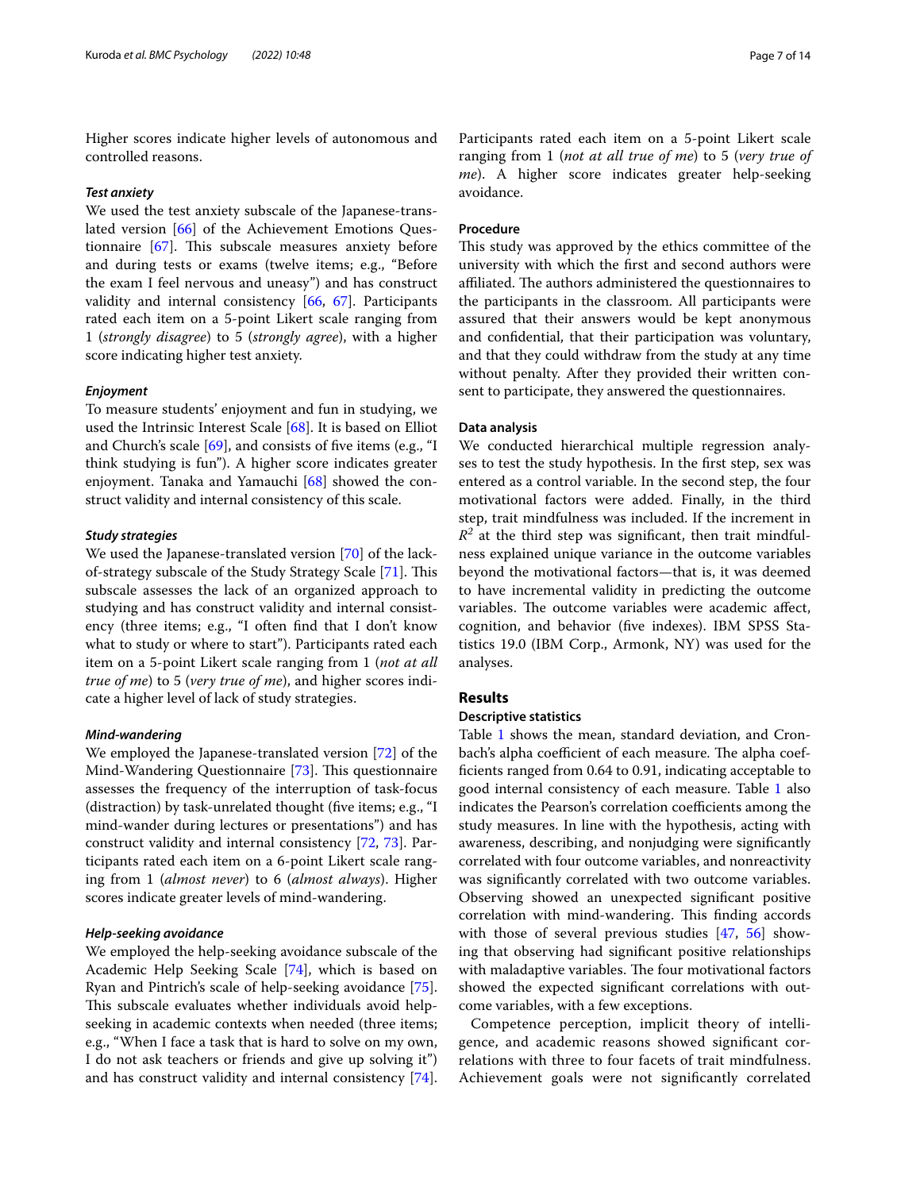Higher scores indicate higher levels of autonomous and controlled reasons.

#### *Test anxiety*

We used the test anxiety subscale of the Japanese-translated version [66] of the Achievement Emotions Questionnaire [67]. This subscale measures anxiety before and during tests or exams (twelve items; e.g., "Before the exam I feel nervous and uneasy") and has construct validity and internal consistency [66, 67]. Participants rated each item on a 5-point Likert scale ranging from 1 (*strongly disagree*) to 5 (*strongly agree*), with a higher score indicating higher test anxiety.

#### *Enjoyment*

To measure students' enjoyment and fun in studying, we used the Intrinsic Interest Scale [68]. It is based on Elliot and Church's scale [69], and consists of five items (e.g., "I think studying is fun"). A higher score indicates greater enjoyment. Tanaka and Yamauchi [68] showed the construct validity and internal consistency of this scale.

#### *Study strategies*

We used the Japanese-translated version [70] of the lack-of-strategy subscale of the Study Strategy Scale [71]. This subscale assesses the lack of an organized approach to studying and has construct validity and internal consistency (three items; e.g., "I often find that I don't know what to study or where to start"). Participants rated each item on a 5-point Likert scale ranging from 1 (*not at all true of me*) to 5 (*very true of me*), and higher scores indicate a higher level of lack of study strategies.

#### *Mind-wandering*

We employed the Japanese-translated version [72] of the Mind-Wandering Questionnaire [73]. This questionnaire assesses the frequency of the interruption of task-focus (distraction) by task-unrelated thought (five items; e.g., "I mind-wander during lectures or presentations") and has construct validity and internal consistency [72, 73]. Participants rated each item on a 6-point Likert scale ranging from 1 (*almost never*) to 6 (*almost always*). Higher scores indicate greater levels of mind-wandering.

#### *Help-seeking avoidance*

We employed the help-seeking avoidance subscale of the Academic Help Seeking Scale [74], which is based on Ryan and Pintrich's scale of help-seeking avoidance [75]. This subscale evaluates whether individuals avoid help-seeking in academic contexts when needed (three items; e.g., "When I face a task that is hard to solve on my own, I do not ask teachers or friends and give up solving it") and has construct validity and internal consistency [74]. Participants rated each item on a 5-point Likert scale ranging from 1 (*not at all true of me*) to 5 (*very true of me*). A higher score indicates greater help-seeking avoidance.

### Procedure

This study was approved by the ethics committee of the university with which the first and second authors were affiliated. The authors administered the questionnaires to the participants in the classroom. All participants were assured that their answers would be kept anonymous and confidential, that their participation was voluntary, and that they could withdraw from the study at any time without penalty. After they provided their written consent to participate, they answered the questionnaires.

### Data analysis

We conducted hierarchical multiple regression analyses to test the study hypothesis. In the first step, sex was entered as a control variable. In the second step, the four motivational factors were added. Finally, in the third step, trait mindfulness was included. If the increment in $R^2$ at the third step was significant, then trait mindfulness explained unique variance in the outcome variables beyond the motivational factors—that is, it was deemed to have incremental validity in predicting the outcome variables. The outcome variables were academic affect, cognition, and behavior (five indexes). IBM SPSS Statistics 19.0 (IBM Corp., Armonk, NY) was used for the analyses.

## Results

### Descriptive statistics

Table 1 shows the mean, standard deviation, and Cronbach's alpha coefficient of each measure. The alpha coefficients ranged from 0.64 to 0.91, indicating acceptable to good internal consistency of each measure. Table 1 also indicates the Pearson's correlation coefficients among the study measures. In line with the hypothesis, acting with awareness, describing, and nonjudging were significantly correlated with four outcome variables, and nonreactivity was significantly correlated with two outcome variables. Observing showed an unexpected significant positive correlation with mind-wandering. This finding accords with those of several previous studies [47, 56] showing that observing had significant positive relationships with maladaptive variables. The four motivational factors showed the expected significant correlations with outcome variables, with a few exceptions.

Competence perception, implicit theory of intelligence, and academic reasons showed significant correlations with three to four facets of trait mindfulness. Achievement goals were not significantly correlated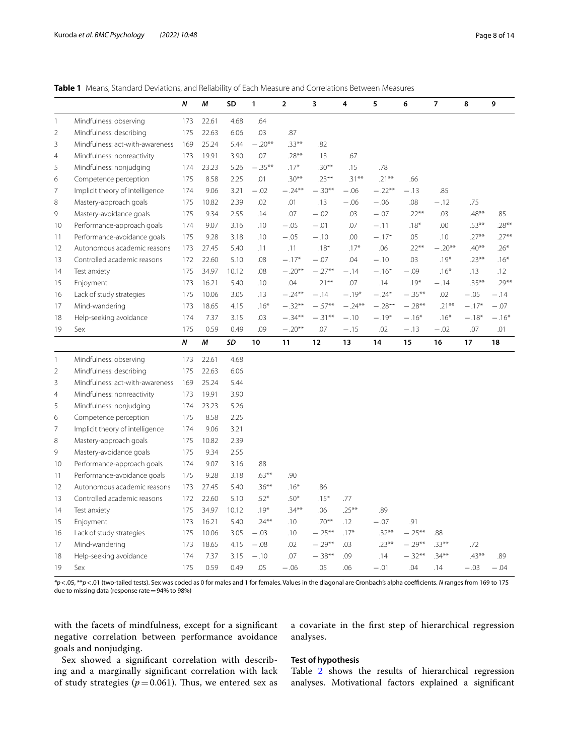**Table 1** Means, Standard Deviations, and Reliability of Each Measure and Correlations Between Measures

| | | *N* | *M* | SD | 1 | 2 | 3 | 4 | 5 | 6 | 7 | 8 | 9 |
|---|---|---|---|---|---|---|---|---|---|---|---|---|---|
| 1 | Mindfulness: observing | 173 | 22.61 | 4.68 | .64 | | | | | | | | |
| 2 | Mindfulness: describing | 175 | 22.63 | 6.06 | .03 | .87 | | | | | | | |
| 3 | Mindfulness: act-with-awareness | 169 | 25.24 | 5.44 | −.20** | .33** | .82 | | | | | | |
| 4 | Mindfulness: nonreactivity | 173 | 19.91 | 3.90 | .07 | .28** | .13 | .67 | | | | | |
| 5 | Mindfulness: nonjudging | 174 | 23.23 | 5.26 | −.35** | .17* | .30** | .15 | .78 | | | | |
| 6 | Competence perception | 175 | 8.58 | 2.25 | .01 | .30** | .23** | .31** | .21** | .66 | | | |
| 7 | Implicit theory of intelligence | 174 | 9.06 | 3.21 | −.02 | −.24** | −.30** | −.06 | −.22** | −.13 | .85 | | |
| 8 | Mastery-approach goals | 175 | 10.82 | 2.39 | .02 | .01 | .13 | −.06 | −.06 | .08 | −.12 | .75 | |
| 9 | Mastery-avoidance goals | 175 | 9.34 | 2.55 | .14 | .07 | −.02 | .03 | −.07 | .22** | .03 | .48** | .85 |
| 10 | Performance-approach goals | 174 | 9.07 | 3.16 | .10 | −.05 | −.01 | .07 | −.11 | .18* | .00 | .53** | .28** |
| 11 | Performance-avoidance goals | 175 | 9.28 | 3.18 | .10 | −.05 | −.10 | .00 | −.17* | .05 | .10 | .27** | .27** |
| 12 | Autonomous academic reasons | 173 | 27.45 | 5.40 | .11 | .11 | .18* | .17* | .06 | .22** | −.20** | .40** | .26* |
| 13 | Controlled academic reasons | 172 | 22.60 | 5.10 | .08 | −.17* | −.07 | .04 | −.10 | .03 | .19* | .23** | .16* |
| 14 | Test anxiety | 175 | 34.97 | 10.12 | .08 | −.20** | −.27** | −.14 | −.16* | −.09 | .16* | .13 | .12 |
| 15 | Enjoyment | 173 | 16.21 | 5.40 | .10 | .04 | .21** | .07 | .14 | .19* | −.14 | .35** | .29** |
| 16 | Lack of study strategies | 175 | 10.06 | 3.05 | .13 | −.24** | −.14 | −.19* | −.24* | −.35** | .02 | −.05 | −.14 |
| 17 | Mind-wandering | 173 | 18.65 | 4.15 | .16* | −.32** | −.57** | −.24** | −.28** | −.28** | .21** | −.17* | −.07 |
| 18 | Help-seeking avoidance | 174 | 7.37 | 3.15 | .03 | −.34** | −.31** | −.10 | −.19* | −.16* | .16* | −.18* | −.16* |
| 19 | Sex | 175 | 0.59 | 0.49 | .09 | −.20** | .07 | −.15 | .02 | −.13 | −.02 | .07 | .01 |
| | | ***N*** | ***M*** | ***SD*** | **10** | **11** | **12** | **13** | **14** | **15** | **16** | **17** | **18** |
| 1 | Mindfulness: observing | 173 | 22.61 | 4.68 | | | | | | | | | |
| 2 | Mindfulness: describing | 175 | 22.63 | 6.06 | | | | | | | | | |
| 3 | Mindfulness: act-with-awareness | 169 | 25.24 | 5.44 | | | | | | | | | |
| 4 | Mindfulness: nonreactivity | 173 | 19.91 | 3.90 | | | | | | | | | |
| 5 | Mindfulness: nonjudging | 174 | 23.23 | 5.26 | | | | | | | | | |
| 6 | Competence perception | 175 | 8.58 | 2.25 | | | | | | | | | |
| 7 | Implicit theory of intelligence | 174 | 9.06 | 3.21 | | | | | | | | | |
| 8 | Mastery-approach goals | 175 | 10.82 | 2.39 | | | | | | | | | |
| 9 | Mastery-avoidance goals | 175 | 9.34 | 2.55 | | | | | | | | | |
| 10 | Performance-approach goals | 174 | 9.07 | 3.16 | .88 | | | | | | | | |
| 11 | Performance-avoidance goals | 175 | 9.28 | 3.18 | .63** | .90 | | | | | | | |
| 12 | Autonomous academic reasons | 173 | 27.45 | 5.40 | .36** | .16* | .86 | | | | | | |
| 13 | Controlled academic reasons | 172 | 22.60 | 5.10 | .52* | .50* | .15* | .77 | | | | | |
| 14 | Test anxiety | 175 | 34.97 | 10.12 | .19* | .34** | .06 | .25** | .89 | | | | |
| 15 | Enjoyment | 173 | 16.21 | 5.40 | .24** | .10 | .70** | .12 | −.07 | .91 | | | |
| 16 | Lack of study strategies | 175 | 10.06 | 3.05 | −.03 | .10 | −.25** | .17* | .32** | −.25** | .88 | | |
| 17 | Mind-wandering | 173 | 18.65 | 4.15 | −.08 | .02 | −.29** | .03 | .23** | −.29** | .33** | .72 | |
| 18 | Help-seeking avoidance | 174 | 7.37 | 3.15 | −.10 | .07 | −.38** | .09 | .14 | −.32** | .34** | .43** | .89 |
| 19 | Sex | 175 | 0.59 | 0.49 | .05 | −.06 | .05 | .06 | −.01 | .04 | .14 | −.03 | −.04 |

\**p* < .05, \*\**p* < .01 (two-tailed tests). Sex was coded as 0 for males and 1 for females. Values in the diagonal are Cronbach's alpha coefficients. *N* ranges from 169 to 175 due to missing data (response rate = 94% to 98%)

with the facets of mindfulness, except for a significant negative correlation between performance avoidance goals and nonjudging.

Sex showed a significant correlation with describing and a marginally significant correlation with lack of study strategies ($p = 0.061$). Thus, we entered sex as a covariate in the first step of hierarchical regression analyses.

### Test of hypothesis

Table 2 shows the results of hierarchical regression analyses. Motivational factors explained a significant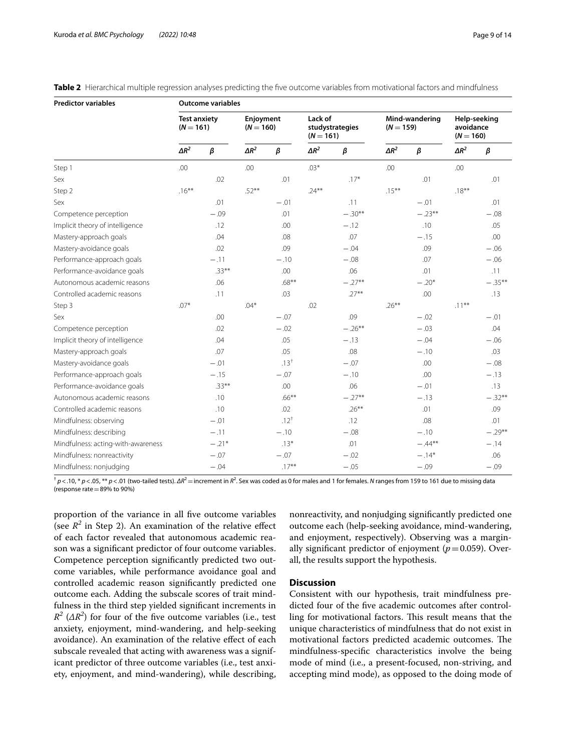**Table 2** Hierarchical multiple regression analyses predicting the five outcome variables from motivational factors and mindfulness

| Predictor variables | Outcome variables | | | | | | | | | |
|---|---|---|---|---|---|---|---|---|---|---|
| | Test anxiety ($N = 161$) | | Enjoyment ($N = 160$) | | Lack of studystrategies ($N = 161$) | | Mind-wandering ($N = 159$) | | Help-seeking avoidance ($N = 160$) | |
| | $\Delta R^2$ | $\beta$ | $\Delta R^2$ | $\beta$ | $\Delta R^2$ | $\beta$ | $\Delta R^2$ | $\beta$ | $\Delta R^2$ | $\beta$ |
| Step 1 | .00 | | .00 | | .03* | | .00 | | .00 | |
| Sex | | .02 | | .01 | | .17* | | .01 | | .01 |
| Step 2 | .16** | | .52** | | .24** | | .15** | | .18** | |
| Sex | | .01 | | −.01 | | .11 | | −.01 | | .01 |
| Competence perception | | −.09 | | .01 | | −.30** | | −.23** | | −.08 |
| Implicit theory of intelligence | | .12 | | .00 | | −.12 | | .10 | | .05 |
| Mastery-approach goals | | .04 | | .08 | | .07 | | −.15 | | .00 |
| Mastery-avoidance goals | | .02 | | .09 | | −.04 | | .09 | | −.06 |
| Performance-approach goals | | −.11 | | −.10 | | −.08 | | .07 | | −.06 |
| Performance-avoidance goals | | .33** | | .00 | | .06 | | .01 | | .11 |
| Autonomous academic reasons | | .06 | | .68** | | −.27** | | −.20* | | −.35** |
| Controlled academic reasons | | .11 | | .03 | | .27** | | .00 | | .13 |
| Step 3 | .07* | | .04* | | .02 | | .26** | | .11** | |
| Sex | | .00 | | −.07 | | .09 | | −.02 | | −.01 |
| Competence perception | | .02 | | −.02 | | −.26** | | −.03 | | .04 |
| Implicit theory of intelligence | | .04 | | .05 | | −.13 | | −.04 | | −.06 |
| Mastery-approach goals | | .07 | | .05 | | .08 | | −.10 | | .03 |
| Mastery-avoidance goals | | −.01 | | .13† | | −.07 | | .00 | | −.08 |
| Performance-approach goals | | −.15 | | −.07 | | −.10 | | .00 | | −.13 |
| Performance-avoidance goals | | .33** | | .00 | | .06 | | −.01 | | .13 |
| Autonomous academic reasons | | .10 | | .66** | | −.27** | | −.13 | | −.32** |
| Controlled academic reasons | | .10 | | .02 | | .26** | | .01 | | .09 |
| Mindfulness: observing | | −.01 | | .12† | | .12 | | .08 | | .01 |
| Mindfulness: describing | | −.11 | | −.10 | | −.08 | | −.10 | | −.29** |
| Mindfulness: acting-with-awareness | | −.21* | | .13* | | .01 | | −.44** | | −.14 |
| Mindfulness: nonreactivity | | −.07 | | −.07 | | −.02 | | −.14* | | .06 |
| Mindfulness: nonjudging | | −.04 | | .17** | | −.05 | | −.09 | | −.09 |

† $p < .10$, * $p < .05$, ** $p < .01$ (two-tailed tests). $\Delta R^2$ = increment in $R^2$. Sex was coded as 0 for males and 1 for females. *N* ranges from 159 to 161 due to missing data (response rate = 89% to 90%)

proportion of the variance in all five outcome variables (see $R^2$ in Step 2). An examination of the relative effect of each factor revealed that autonomous academic reason was a significant predictor of four outcome variables. Competence perception significantly predicted two outcome variables, while performance avoidance goal and controlled academic reason significantly predicted one outcome each. Adding the subscale scores of trait mindfulness in the third step yielded significant increments in $R^2$ ($\Delta R^2$) for four of the five outcome variables (i.e., test anxiety, enjoyment, mind-wandering, and help-seeking avoidance). An examination of the relative effect of each subscale revealed that acting with awareness was a significant predictor of three outcome variables (i.e., test anxiety, enjoyment, and mind-wandering), while describing, nonreactivity, and nonjudging significantly predicted one outcome each (help-seeking avoidance, mind-wandering, and enjoyment, respectively). Observing was a marginally significant predictor of enjoyment ($p = 0.059$). Overall, the results support the hypothesis.

## Discussion

Consistent with our hypothesis, trait mindfulness predicted four of the five academic outcomes after controlling for motivational factors. This result means that the unique characteristics of mindfulness that do not exist in motivational factors predicted academic outcomes. The mindfulness-specific characteristics involve the being mode of mind (i.e., a present-focused, non-striving, and accepting mind mode), as opposed to the doing mode of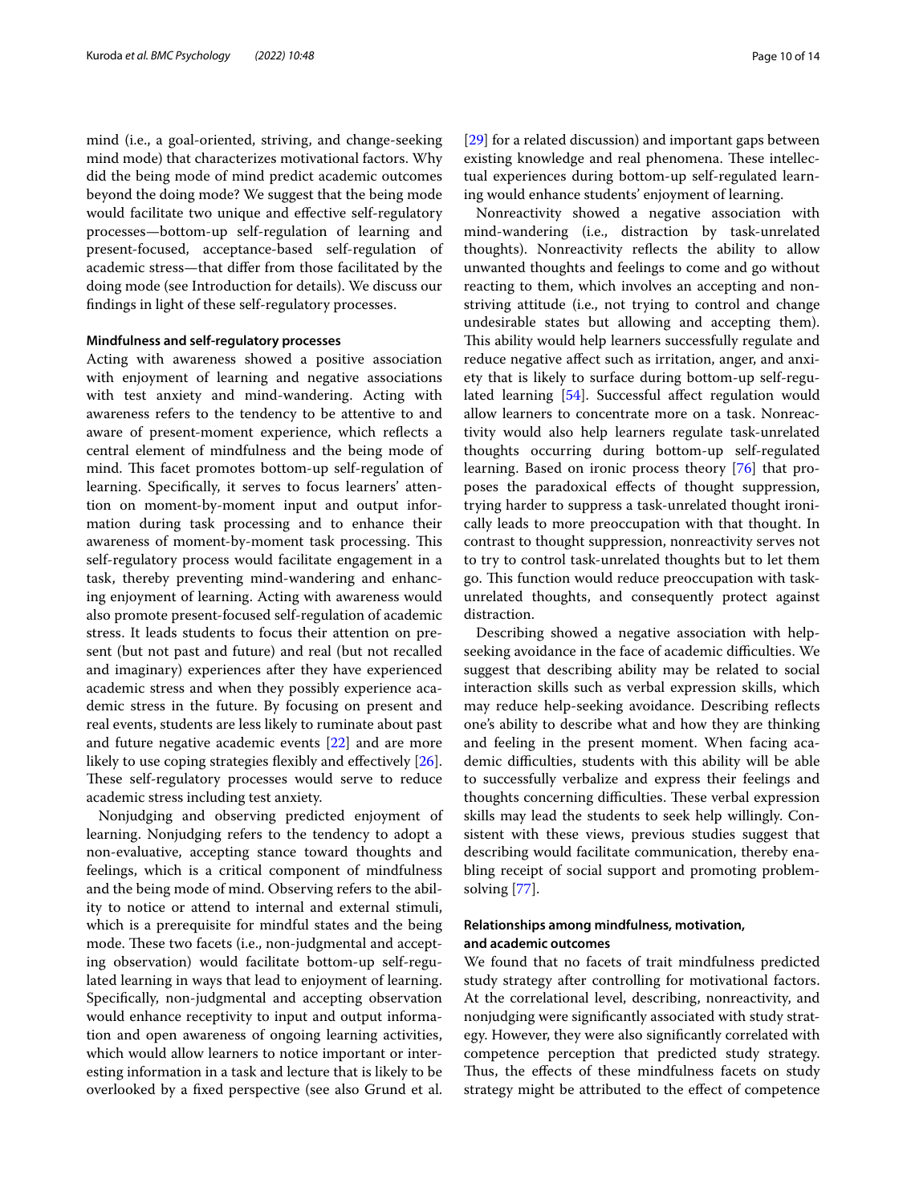mind (i.e., a goal-oriented, striving, and change-seeking mind mode) that characterizes motivational factors. Why did the being mode of mind predict academic outcomes beyond the doing mode? We suggest that the being mode would facilitate two unique and effective self-regulatory processes—bottom-up self-regulation of learning and present-focused, acceptance-based self-regulation of academic stress—that differ from those facilitated by the doing mode (see Introduction for details). We discuss our findings in light of these self-regulatory processes.

### Mindfulness and self-regulatory processes

Acting with awareness showed a positive association with enjoyment of learning and negative associations with test anxiety and mind-wandering. Acting with awareness refers to the tendency to be attentive to and aware of present-moment experience, which reflects a central element of mindfulness and the being mode of mind. This facet promotes bottom-up self-regulation of learning. Specifically, it serves to focus learners' attention on moment-by-moment input and output information during task processing and to enhance their awareness of moment-by-moment task processing. This self-regulatory process would facilitate engagement in a task, thereby preventing mind-wandering and enhancing enjoyment of learning. Acting with awareness would also promote present-focused self-regulation of academic stress. It leads students to focus their attention on present (but not past and future) and real (but not recalled and imaginary) experiences after they have experienced academic stress and when they possibly experience academic stress in the future. By focusing on present and real events, students are less likely to ruminate about past and future negative academic events [22] and are more likely to use coping strategies flexibly and effectively [26]. These self-regulatory processes would serve to reduce academic stress including test anxiety.

Nonjudging and observing predicted enjoyment of learning. Nonjudging refers to the tendency to adopt a non-evaluative, accepting stance toward thoughts and feelings, which is a critical component of mindfulness and the being mode of mind. Observing refers to the ability to notice or attend to internal and external stimuli, which is a prerequisite for mindful states and the being mode. These two facets (i.e., non-judgmental and accepting observation) would facilitate bottom-up self-regulated learning in ways that lead to enjoyment of learning. Specifically, non-judgmental and accepting observation would enhance receptivity to input and output information and open awareness of ongoing learning activities, which would allow learners to notice important or interesting information in a task and lecture that is likely to be overlooked by a fixed perspective (see also Grund et al. [29] for a related discussion) and important gaps between existing knowledge and real phenomena. These intellectual experiences during bottom-up self-regulated learning would enhance students' enjoyment of learning.

Nonreactivity showed a negative association with mind-wandering (i.e., distraction by task-unrelated thoughts). Nonreactivity reflects the ability to allow unwanted thoughts and feelings to come and go without reacting to them, which involves an accepting and non-striving attitude (i.e., not trying to control and change undesirable states but allowing and accepting them). This ability would help learners successfully regulate and reduce negative affect such as irritation, anger, and anxiety that is likely to surface during bottom-up self-regulated learning [54]. Successful affect regulation would allow learners to concentrate more on a task. Nonreactivity would also help learners regulate task-unrelated thoughts occurring during bottom-up self-regulated learning. Based on ironic process theory [76] that proposes the paradoxical effects of thought suppression, trying harder to suppress a task-unrelated thought ironically leads to more preoccupation with that thought. In contrast to thought suppression, nonreactivity serves not to try to control task-unrelated thoughts but to let them go. This function would reduce preoccupation with task-unrelated thoughts, and consequently protect against distraction.

Describing showed a negative association with help-seeking avoidance in the face of academic difficulties. We suggest that describing ability may be related to social interaction skills such as verbal expression skills, which may reduce help-seeking avoidance. Describing reflects one's ability to describe what and how they are thinking and feeling in the present moment. When facing academic difficulties, students with this ability will be able to successfully verbalize and express their feelings and thoughts concerning difficulties. These verbal expression skills may lead the students to seek help willingly. Consistent with these views, previous studies suggest that describing would facilitate communication, thereby enabling receipt of social support and promoting problem-solving [77].

### Relationships among mindfulness, motivation, and academic outcomes

We found that no facets of trait mindfulness predicted study strategy after controlling for motivational factors. At the correlational level, describing, nonreactivity, and nonjudging were significantly associated with study strategy. However, they were also significantly correlated with competence perception that predicted study strategy. Thus, the effects of these mindfulness facets on study strategy might be attributed to the effect of competence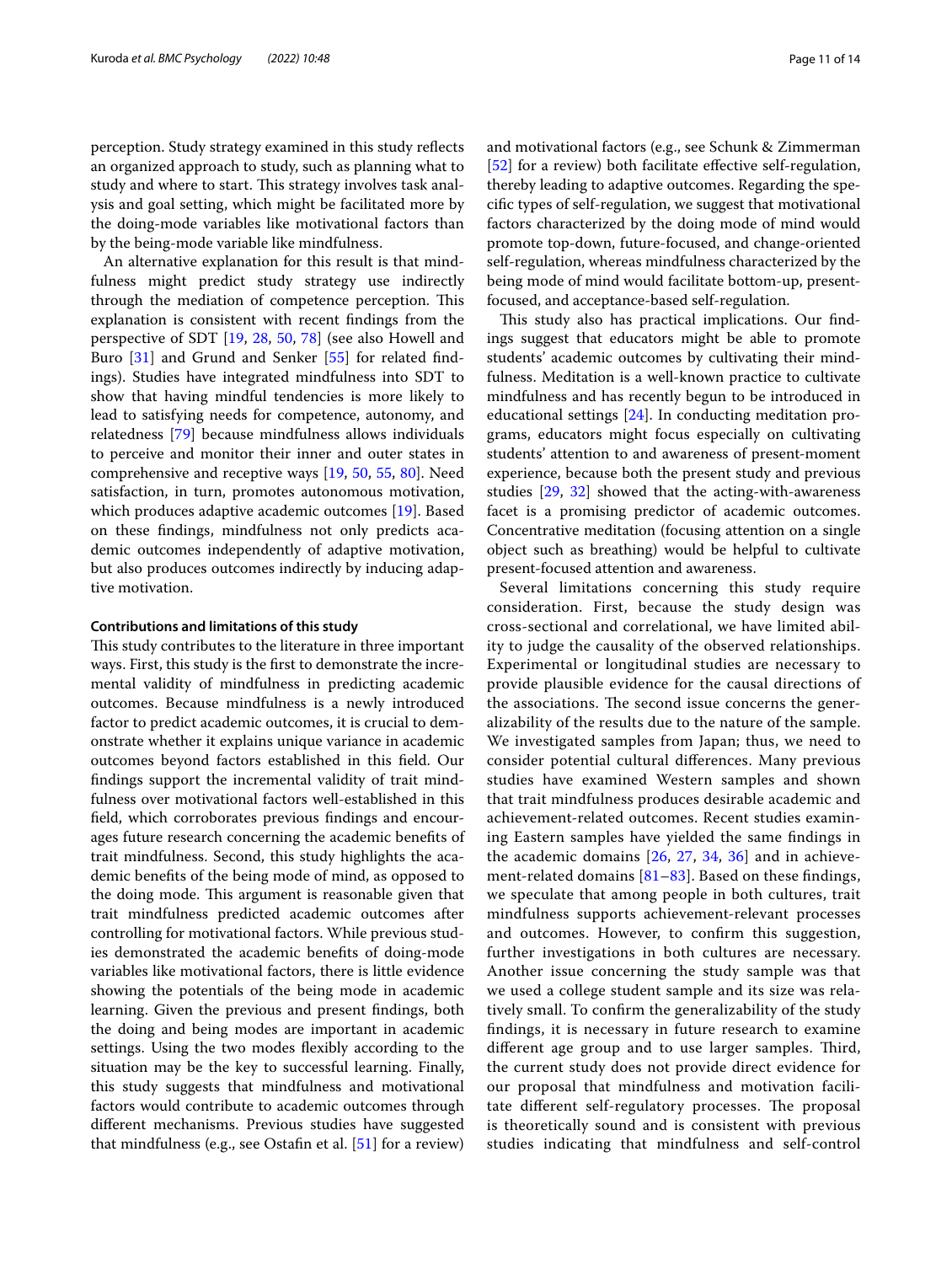perception. Study strategy examined in this study reflects an organized approach to study, such as planning what to study and where to start. This strategy involves task analysis and goal setting, which might be facilitated more by the doing-mode variables like motivational factors than by the being-mode variable like mindfulness.

An alternative explanation for this result is that mindfulness might predict study strategy use indirectly through the mediation of competence perception. This explanation is consistent with recent findings from the perspective of SDT [19, 28, 50, 78] (see also Howell and Buro [31] and Grund and Senker [55] for related findings). Studies have integrated mindfulness into SDT to show that having mindful tendencies is more likely to lead to satisfying needs for competence, autonomy, and relatedness [79] because mindfulness allows individuals to perceive and monitor their inner and outer states in comprehensive and receptive ways [19, 50, 55, 80]. Need satisfaction, in turn, promotes autonomous motivation, which produces adaptive academic outcomes [19]. Based on these findings, mindfulness not only predicts academic outcomes independently of adaptive motivation, but also produces outcomes indirectly by inducing adaptive motivation.

#### Contributions and limitations of this study

This study contributes to the literature in three important ways. First, this study is the first to demonstrate the incremental validity of mindfulness in predicting academic outcomes. Because mindfulness is a newly introduced factor to predict academic outcomes, it is crucial to demonstrate whether it explains unique variance in academic outcomes beyond factors established in this field. Our findings support the incremental validity of trait mindfulness over motivational factors well-established in this field, which corroborates previous findings and encourages future research concerning the academic benefits of trait mindfulness. Second, this study highlights the academic benefits of the being mode of mind, as opposed to the doing mode. This argument is reasonable given that trait mindfulness predicted academic outcomes after controlling for motivational factors. While previous studies demonstrated the academic benefits of doing-mode variables like motivational factors, there is little evidence showing the potentials of the being mode in academic learning. Given the previous and present findings, both the doing and being modes are important in academic settings. Using the two modes flexibly according to the situation may be the key to successful learning. Finally, this study suggests that mindfulness and motivational factors would contribute to academic outcomes through different mechanisms. Previous studies have suggested that mindfulness (e.g., see Ostafin et al. [51] for a review) and motivational factors (e.g., see Schunk & Zimmerman [52] for a review) both facilitate effective self-regulation, thereby leading to adaptive outcomes. Regarding the specific types of self-regulation, we suggest that motivational factors characterized by the doing mode of mind would promote top-down, future-focused, and change-oriented self-regulation, whereas mindfulness characterized by the being mode of mind would facilitate bottom-up, present-focused, and acceptance-based self-regulation.

This study also has practical implications. Our findings suggest that educators might be able to promote students' academic outcomes by cultivating their mindfulness. Meditation is a well-known practice to cultivate mindfulness and has recently begun to be introduced in educational settings [24]. In conducting meditation programs, educators might focus especially on cultivating students' attention to and awareness of present-moment experience, because both the present study and previous studies [29, 32] showed that the acting-with-awareness facet is a promising predictor of academic outcomes. Concentrative meditation (focusing attention on a single object such as breathing) would be helpful to cultivate present-focused attention and awareness.

Several limitations concerning this study require consideration. First, because the study design was cross-sectional and correlational, we have limited ability to judge the causality of the observed relationships. Experimental or longitudinal studies are necessary to provide plausible evidence for the causal directions of the associations. The second issue concerns the generalizability of the results due to the nature of the sample. We investigated samples from Japan; thus, we need to consider potential cultural differences. Many previous studies have examined Western samples and shown that trait mindfulness produces desirable academic and achievement-related outcomes. Recent studies examining Eastern samples have yielded the same findings in the academic domains [26, 27, 34, 36] and in achievement-related domains [81–83]. Based on these findings, we speculate that among people in both cultures, trait mindfulness supports achievement-relevant processes and outcomes. However, to confirm this suggestion, further investigations in both cultures are necessary. Another issue concerning the study sample was that we used a college student sample and its size was relatively small. To confirm the generalizability of the study findings, it is necessary in future research to examine different age group and to use larger samples. Third, the current study does not provide direct evidence for our proposal that mindfulness and motivation facilitate different self-regulatory processes. The proposal is theoretically sound and is consistent with previous studies indicating that mindfulness and self-control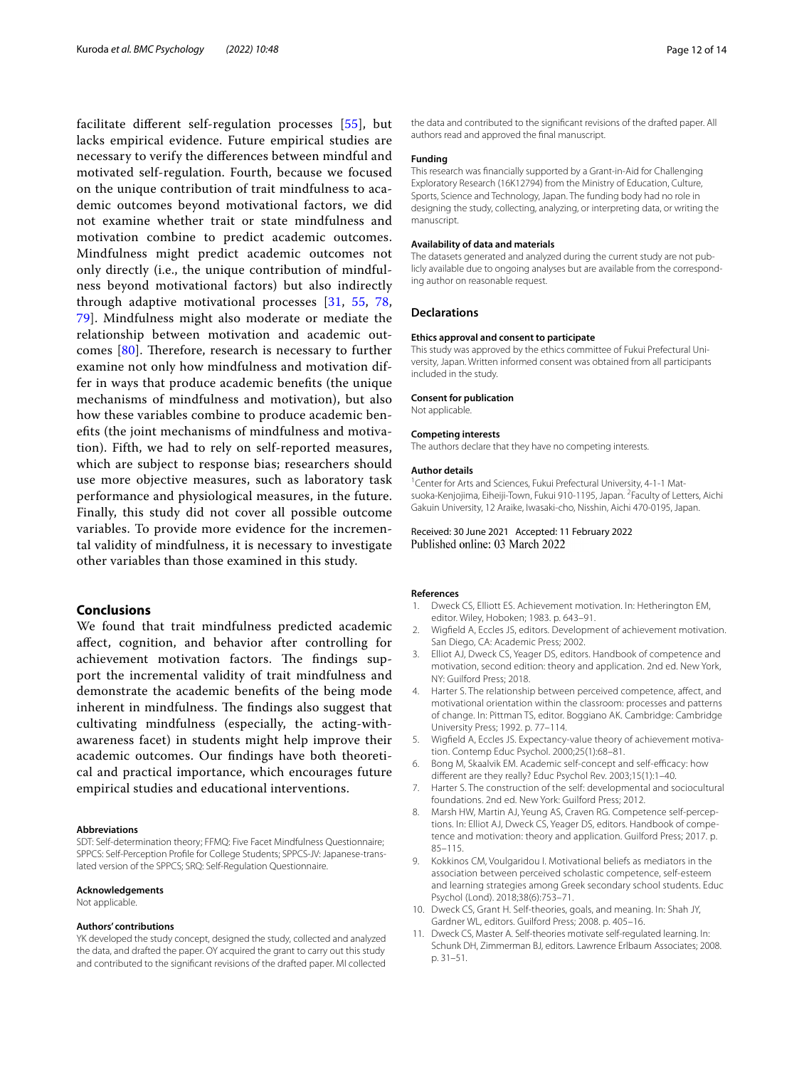facilitate different self-regulation processes [55], but lacks empirical evidence. Future empirical studies are necessary to verify the differences between mindful and motivated self-regulation. Fourth, because we focused on the unique contribution of trait mindfulness to academic outcomes beyond motivational factors, we did not examine whether trait or state mindfulness and motivation combine to predict academic outcomes. Mindfulness might predict academic outcomes not only directly (i.e., the unique contribution of mindfulness beyond motivational factors) but also indirectly through adaptive motivational processes [31, 55, 78, 79]. Mindfulness might also moderate or mediate the relationship between motivation and academic outcomes [80]. Therefore, research is necessary to further examine not only how mindfulness and motivation differ in ways that produce academic benefits (the unique mechanisms of mindfulness and motivation), but also how these variables combine to produce academic benefits (the joint mechanisms of mindfulness and motivation). Fifth, we had to rely on self-reported measures, which are subject to response bias; researchers should use more objective measures, such as laboratory task performance and physiological measures, in the future. Finally, this study did not cover all possible outcome variables. To provide more evidence for the incremental validity of mindfulness, it is necessary to investigate other variables than those examined in this study.

## Conclusions

We found that trait mindfulness predicted academic affect, cognition, and behavior after controlling for achievement motivation factors. The findings support the incremental validity of trait mindfulness and demonstrate the academic benefits of the being mode inherent in mindfulness. The findings also suggest that cultivating mindfulness (especially, the acting-with-awareness facet) in students might help improve their academic outcomes. Our findings have both theoretical and practical importance, which encourages future empirical studies and educational interventions.

#### Abbreviations

SDT: Self-determination theory; FFMQ: Five Facet Mindfulness Questionnaire; SPPCS: Self-Perception Profile for College Students; SPPCS-JV: Japanese-translated version of the SPPCS; SRQ: Self-Regulation Questionnaire.

#### Acknowledgements

Not applicable.

#### Authors' contributions

YK developed the study concept, designed the study, collected and analyzed the data, and drafted the paper. OY acquired the grant to carry out this study and contributed to the significant revisions of the drafted paper. MI collected the data and contributed to the significant revisions of the drafted paper. All authors read and approved the final manuscript.

#### Funding

This research was financially supported by a Grant-in-Aid for Challenging Exploratory Research (16K12794) from the Ministry of Education, Culture, Sports, Science and Technology, Japan. The funding body had no role in designing the study, collecting, analyzing, or interpreting data, or writing the manuscript.

#### Availability of data and materials

The datasets generated and analyzed during the current study are not publicly available due to ongoing analyses but are available from the corresponding author on reasonable request.

### Declarations

#### Ethics approval and consent to participate

This study was approved by the ethics committee of Fukui Prefectural University, Japan. Written informed consent was obtained from all participants included in the study.

#### Consent for publication

Not applicable.

#### Competing interests

The authors declare that they have no competing interests.

#### Author details

[1] Center for Arts and Sciences, Fukui Prefectural University, 4-1-1 Matsuoka-Kenjojima, Eiheiji-Town, Fukui 910-1195, Japan. [2] Faculty of Letters, Aichi Gakuin University, 12 Araike, Iwasaki-cho, Nisshin, Aichi 470-0195, Japan.

Received: 30 June 2021 Accepted: 11 February 2022
Published online: 03 March 2022

#### References

1. Dweck CS, Elliott ES. Achievement motivation. In: Hetherington EM, editor. Wiley, Hoboken; 1983. p. 643–91.
2. Wigfield A, Eccles JS, editors. Development of achievement motivation. San Diego, CA: Academic Press; 2002.
3. Elliot AJ, Dweck CS, Yeager DS, editors. Handbook of competence and motivation, second edition: theory and application. 2nd ed. New York, NY: Guilford Press; 2018.
4. Harter S. The relationship between perceived competence, affect, and motivational orientation within the classroom: processes and patterns of change. In: Pittman TS, editor. Boggiano AK. Cambridge: Cambridge University Press; 1992. p. 77–114.
5. Wigfield A, Eccles JS. Expectancy-value theory of achievement motivation. Contemp Educ Psychol. 2000;25(1):68–81.
6. Bong M, Skaalvik EM. Academic self-concept and self-efficacy: how different are they really? Educ Psychol Rev. 2003;15(1):1–40.
7. Harter S. The construction of the self: developmental and sociocultural foundations. 2nd ed. New York: Guilford Press; 2012.
8. Marsh HW, Martin AJ, Yeung AS, Craven RG. Competence self-perceptions. In: Elliot AJ, Dweck CS, Yeager DS, editors. Handbook of competence and motivation: theory and application. Guilford Press; 2017. p. 85–115.
9. Kokkinos CM, Voulgaridou I. Motivational beliefs as mediators in the association between perceived scholastic competence, self-esteem and learning strategies among Greek secondary school students. Educ Psychol (Lond). 2018;38(6):753–71.
10. Dweck CS, Grant H. Self-theories, goals, and meaning. In: Shah JY, Gardner WL, editors. Guilford Press; 2008. p. 405–16.
11. Dweck CS, Master A. Self-theories motivate self-regulated learning. In: Schunk DH, Zimmerman BJ, editors. Lawrence Erlbaum Associates; 2008. p. 31–51.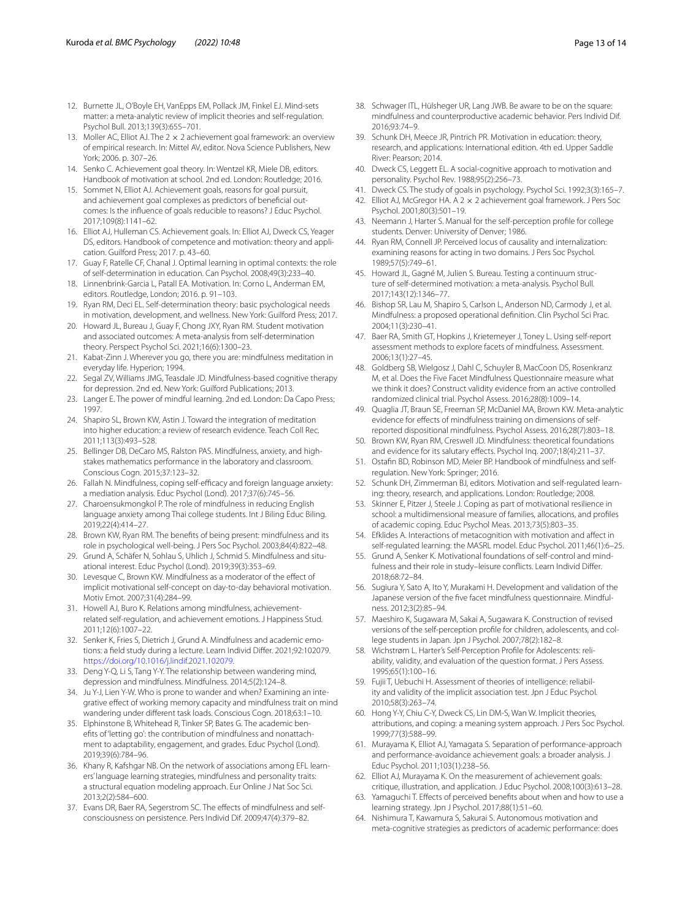12. Burnette JL, O'Boyle EH, VanEpps EM, Pollack JM, Finkel EJ. Mind-sets matter: a meta-analytic review of implicit theories and self-regulation. Psychol Bull. 2013;139(3):655–701.
13. Moller AC, Elliot AJ. The 2 × 2 achievement goal framework: an overview of empirical research. In: Mittel AV, editor. Nova Science Publishers, New York; 2006. p. 307–26.
14. Senko C. Achievement goal theory. In: Wentzel KR, Miele DB, editors. Handbook of motivation at school. 2nd ed. London: Routledge; 2016.
15. Sommet N, Elliot AJ. Achievement goals, reasons for goal pursuit, and achievement goal complexes as predictors of beneficial outcomes: Is the influence of goals reducible to reasons? J Educ Psychol. 2017;109(8):1141–62.
16. Elliot AJ, Hulleman CS. Achievement goals. In: Elliot AJ, Dweck CS, Yeager DS, editors. Handbook of competence and motivation: theory and application. Guilford Press; 2017. p. 43–60.
17. Guay F, Ratelle CF, Chanal J. Optimal learning in optimal contexts: the role of self-determination in education. Can Psychol. 2008;49(3):233–40.
18. Linnenbrink-Garcia L, Patall EA. Motivation. In: Corno L, Anderman EM, editors. Routledge, London; 2016. p. 91–103.
19. Ryan RM, Deci EL. Self-determination theory: basic psychological needs in motivation, development, and wellness. New York: Guilford Press; 2017.
20. Howard JL, Bureau J, Guay F, Chong JXY, Ryan RM. Student motivation and associated outcomes: A meta-analysis from self-determination theory. Perspect Psychol Sci. 2021;16(6):1300–23.
21. Kabat-Zinn J. Wherever you go, there you are: mindfulness meditation in everyday life. Hyperion; 1994.
22. Segal ZV, Williams JMG, Teasdale JD. Mindfulness-based cognitive therapy for depression. 2nd ed. New York: Guilford Publications; 2013.
23. Langer E. The power of mindful learning. 2nd ed. London: Da Capo Press; 1997.
24. Shapiro SL, Brown KW, Astin J. Toward the integration of meditation into higher education: a review of research evidence. Teach Coll Rec. 2011;113(3):493–528.
25. Bellinger DB, DeCaro MS, Ralston PAS. Mindfulness, anxiety, and high-stakes mathematics performance in the laboratory and classroom. Conscious Cogn. 2015;37:123–32.
26. Fallah N. Mindfulness, coping self-efficacy and foreign language anxiety: a mediation analysis. Educ Psychol (Lond). 2017;37(6):745–56.
27. Charoensukmongkol P. The role of mindfulness in reducing English language anxiety among Thai college students. Int J Biling Educ Biling. 2019;22(4):414–27.
28. Brown KW, Ryan RM. The benefits of being present: mindfulness and its role in psychological well-being. J Pers Soc Psychol. 2003;84(4):822–48.
29. Grund A, Schäfer N, Sohlau S, Uhlich J, Schmid S. Mindfulness and situational interest. Educ Psychol (Lond). 2019;39(3):353–69.
30. Levesque C, Brown KW. Mindfulness as a moderator of the effect of implicit motivational self-concept on day-to-day behavioral motivation. Motiv Emot. 2007;31(4):284–99.
31. Howell AJ, Buro K. Relations among mindfulness, achievement-related self-regulation, and achievement emotions. J Happiness Stud. 2011;12(6):1007–22.
32. Senker K, Fries S, Dietrich J, Grund A. Mindfulness and academic emotions: a field study during a lecture. Learn Individ Differ. 2021;92:102079. https://doi.org/10.1016/j.lindif.2021.102079.
33. Deng Y-Q, Li S, Tang Y-Y. The relationship between wandering mind, depression and mindfulness. Mindfulness. 2014;5(2):124–8.
34. Ju Y-J, Lien Y-W. Who is prone to wander and when? Examining an integrative effect of working memory capacity and mindfulness trait on mind wandering under different task loads. Conscious Cogn. 2018;63:1–10.
35. Elphinstone B, Whitehead R, Tinker SP, Bates G. The academic benefits of 'letting go': the contribution of mindfulness and nonattachment to adaptability, engagement, and grades. Educ Psychol (Lond). 2019;39(6):784–96.
36. Khany R, Kafshgar NB. On the network of associations among EFL learners' language learning strategies, mindfulness and personality traits: a structural equation modeling approach. Eur Online J Nat Soc Sci. 2013;2(2):584–600.
37. Evans DR, Baer RA, Segerstrom SC. The effects of mindfulness and self-consciousness on persistence. Pers Individ Dif. 2009;47(4):379–82.
38. Schwager ITL, Hülsheger UR, Lang JWB. Be aware to be on the square: mindfulness and counterproductive academic behavior. Pers Individ Dif. 2016;93:74–9.
39. Schunk DH, Meece JR, Pintrich PR. Motivation in education: theory, research, and applications: International edition. 4th ed. Upper Saddle River: Pearson; 2014.
40. Dweck CS, Leggett EL. A social-cognitive approach to motivation and personality. Psychol Rev. 1988;95(2):256–73.
41. Dweck CS. The study of goals in psychology. Psychol Sci. 1992;3(3):165–7.
42. Elliot AJ, McGregor HA. A 2 × 2 achievement goal framework. J Pers Soc Psychol. 2001;80(3):501–19.
43. Neemann J, Harter S. Manual for the self-perception profile for college students. Denver: University of Denver; 1986.
44. Ryan RM, Connell JP. Perceived locus of causality and internalization: examining reasons for acting in two domains. J Pers Soc Psychol. 1989;57(5):749–61.
45. Howard JL, Gagné M, Julien S. Bureau. Testing a continuum structure of self-determined motivation: a meta-analysis. Psychol Bull. 2017;143(12):1346–77.
46. Bishop SR, Lau M, Shapiro S, Carlson L, Anderson ND, Carmody J, et al. Mindfulness: a proposed operational definition. Clin Psychol Sci Prac. 2004;11(3):230–41.
47. Baer RA, Smith GT, Hopkins J, Krietemeyer J, Toney L. Using self-report assessment methods to explore facets of mindfulness. Assessment. 2006;13(1):27–45.
48. Goldberg SB, Wielgosz J, Dahl C, Schuyler B, MacCoon DS, Rosenkranz M, et al. Does the Five Facet Mindfulness Questionnaire measure what we think it does? Construct validity evidence from an active controlled randomized clinical trial. Psychol Assess. 2016;28(8):1009–14.
49. Quaglia JT, Braun SE, Freeman SP, McDaniel MA, Brown KW. Meta-analytic evidence for effects of mindfulness training on dimensions of self-reported dispositional mindfulness. Psychol Assess. 2016;28(7):803–18.
50. Brown KW, Ryan RM, Creswell JD. Mindfulness: theoretical foundations and evidence for its salutary effects. Psychol Inq. 2007;18(4):211–37.
51. Ostafin BD, Robinson MD, Meier BP. Handbook of mindfulness and self-regulation. New York: Springer; 2016.
52. Schunk DH, Zimmerman BJ, editors. Motivation and self-regulated learning: theory, research, and applications. London: Routledge; 2008.
53. Skinner E, Pitzer J, Steele J. Coping as part of motivational resilience in school: a multidimensional measure of families, allocations, and profiles of academic coping. Educ Psychol Meas. 2013;73(5):803–35.
54. Efklides A. Interactions of metacognition with motivation and affect in self-regulated learning: the MASRL model. Educ Psychol. 2011;46(1):6–25.
55. Grund A, Senker K. Motivational foundations of self-control and mindfulness and their role in study–leisure conflicts. Learn Individ Differ. 2018;68:72–84.
56. Sugiura Y, Sato A, Ito Y, Murakami H. Development and validation of the Japanese version of the five facet mindfulness questionnaire. Mindfulness. 2012;3(2):85–94.
57. Maeshiro K, Sugawara M, Sakai A, Sugawara K. Construction of revised versions of the self-perception profile for children, adolescents, and college students in Japan. Jpn J Psychol. 2007;78(2):182–8.
58. Wichstrøm L. Harter's Self-Perception Profile for Adolescents: reliability, validity, and evaluation of the question format. J Pers Assess. 1995;65(1):100–16.
59. Fujii T, Uebuchi H. Assessment of theories of intelligence: reliability and validity of the implicit association test. Jpn J Educ Psychol. 2010;58(3):263–74.
60. Hong Y-Y, Chiu C-Y, Dweck CS, Lin DM-S, Wan W. Implicit theories, attributions, and coping: a meaning system approach. J Pers Soc Psychol. 1999;77(3):588–99.
61. Murayama K, Elliot AJ, Yamagata S. Separation of performance-approach and performance-avoidance achievement goals: a broader analysis. J Educ Psychol. 2011;103(1):238–56.
62. Elliot AJ, Murayama K. On the measurement of achievement goals: critique, illustration, and application. J Educ Psychol. 2008;100(3):613–28.
63. Yamaguchi T. Effects of perceived benefits about when and how to use a learning strategy. Jpn J Psychol. 2017;88(1):51–60.
64. Nishimura T, Kawamura S, Sakurai S. Autonomous motivation and meta-cognitive strategies as predictors of academic performance: does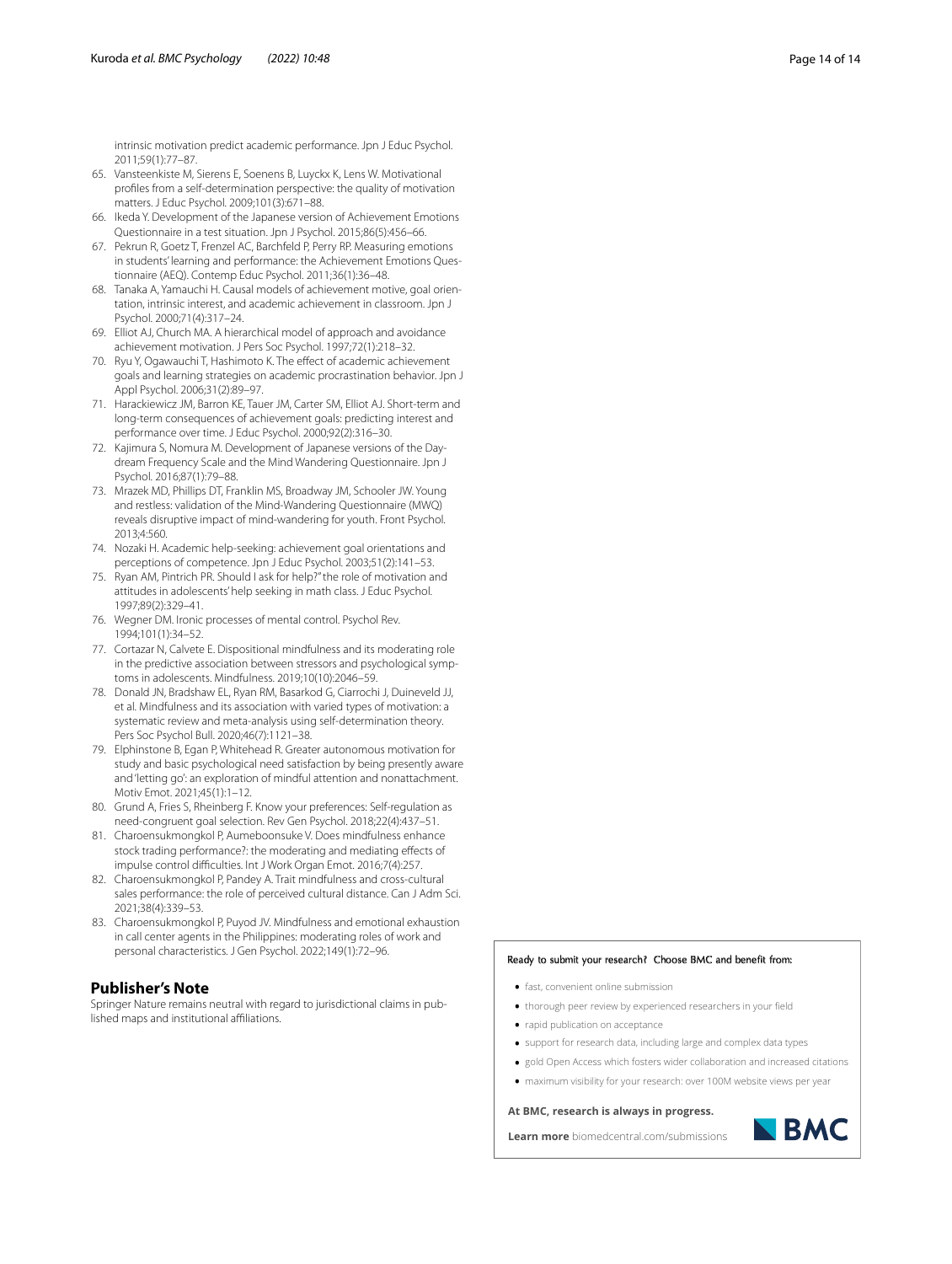intrinsic motivation predict academic performance. Jpn J Educ Psychol. 2011;59(1):77–87.

65. Vansteenkiste M, Sierens E, Soenens B, Luyckx K, Lens W. Motivational profiles from a self-determination perspective: the quality of motivation matters. J Educ Psychol. 2009;101(3):671–88.
66. Ikeda Y. Development of the Japanese version of Achievement Emotions Questionnaire in a test situation. Jpn J Psychol. 2015;86(5):456–66.
67. Pekrun R, Goetz T, Frenzel AC, Barchfeld P, Perry RP. Measuring emotions in students' learning and performance: the Achievement Emotions Questionnaire (AEQ). Contemp Educ Psychol. 2011;36(1):36–48.
68. Tanaka A, Yamauchi H. Causal models of achievement motive, goal orientation, intrinsic interest, and academic achievement in classroom. Jpn J Psychol. 2000;71(4):317–24.
69. Elliot AJ, Church MA. A hierarchical model of approach and avoidance achievement motivation. J Pers Soc Psychol. 1997;72(1):218–32.
70. Ryu Y, Ogawauchi T, Hashimoto K. The effect of academic achievement goals and learning strategies on academic procrastination behavior. Jpn J Appl Psychol. 2006;31(2):89–97.
71. Harackiewicz JM, Barron KE, Tauer JM, Carter SM, Elliot AJ. Short-term and long-term consequences of achievement goals: predicting interest and performance over time. J Educ Psychol. 2000;92(2):316–30.
72. Kajimura S, Nomura M. Development of Japanese versions of the Daydream Frequency Scale and the Mind Wandering Questionnaire. Jpn J Psychol. 2016;87(1):79–88.
73. Mrazek MD, Phillips DT, Franklin MS, Broadway JM, Schooler JW. Young and restless: validation of the Mind-Wandering Questionnaire (MWQ) reveals disruptive impact of mind-wandering for youth. Front Psychol. 2013;4:560.
74. Nozaki H. Academic help-seeking: achievement goal orientations and perceptions of competence. Jpn J Educ Psychol. 2003;51(2):141–53.
75. Ryan AM, Pintrich PR. Should I ask for help?" the role of motivation and attitudes in adolescents' help seeking in math class. J Educ Psychol. 1997;89(2):329–41.
76. Wegner DM. Ironic processes of mental control. Psychol Rev. 1994;101(1):34–52.
77. Cortazar N, Calvete E. Dispositional mindfulness and its moderating role in the predictive association between stressors and psychological symptoms in adolescents. Mindfulness. 2019;10(10):2046–59.
78. Donald JN, Bradshaw EL, Ryan RM, Basarkod G, Ciarrochi J, Duineveld JJ, et al. Mindfulness and its association with varied types of motivation: a systematic review and meta-analysis using self-determination theory. Pers Soc Psychol Bull. 2020;46(7):1121–38.
79. Elphinstone B, Egan P, Whitehead R. Greater autonomous motivation for study and basic psychological need satisfaction by being presently aware and 'letting go': an exploration of mindful attention and nonattachment. Motiv Emot. 2021;45(1):1–12.
80. Grund A, Fries S, Rheinberg F. Know your preferences: Self-regulation as need-congruent goal selection. Rev Gen Psychol. 2018;22(4):437–51.
81. Charoensukmongkol P, Aumeboonsuke V. Does mindfulness enhance stock trading performance?: the moderating and mediating effects of impulse control difficulties. Int J Work Organ Emot. 2016;7(4):257.
82. Charoensukmongkol P, Pandey A. Trait mindfulness and cross-cultural sales performance: the role of perceived cultural distance. Can J Adm Sci. 2021;38(4):339–53.
83. Charoensukmongkol P, Puyod JV. Mindfulness and emotional exhaustion in call center agents in the Philippines: moderating roles of work and personal characteristics. J Gen Psychol. 2022;149(1):72–96.

## Publisher's Note

Springer Nature remains neutral with regard to jurisdictional claims in published maps and institutional affiliations.

Ready to submit your research? Choose BMC and benefit from:

- fast, convenient online submission
- thorough peer review by experienced researchers in your field
- rapid publication on acceptance
- support for research data, including large and complex data types
- gold Open Access which fosters wider collaboration and increased citations
- maximum visibility for your research: over 100M website views per year

**At BMC, research is always in progress.**

**Learn more** biomedcentral.com/submissions

BMC